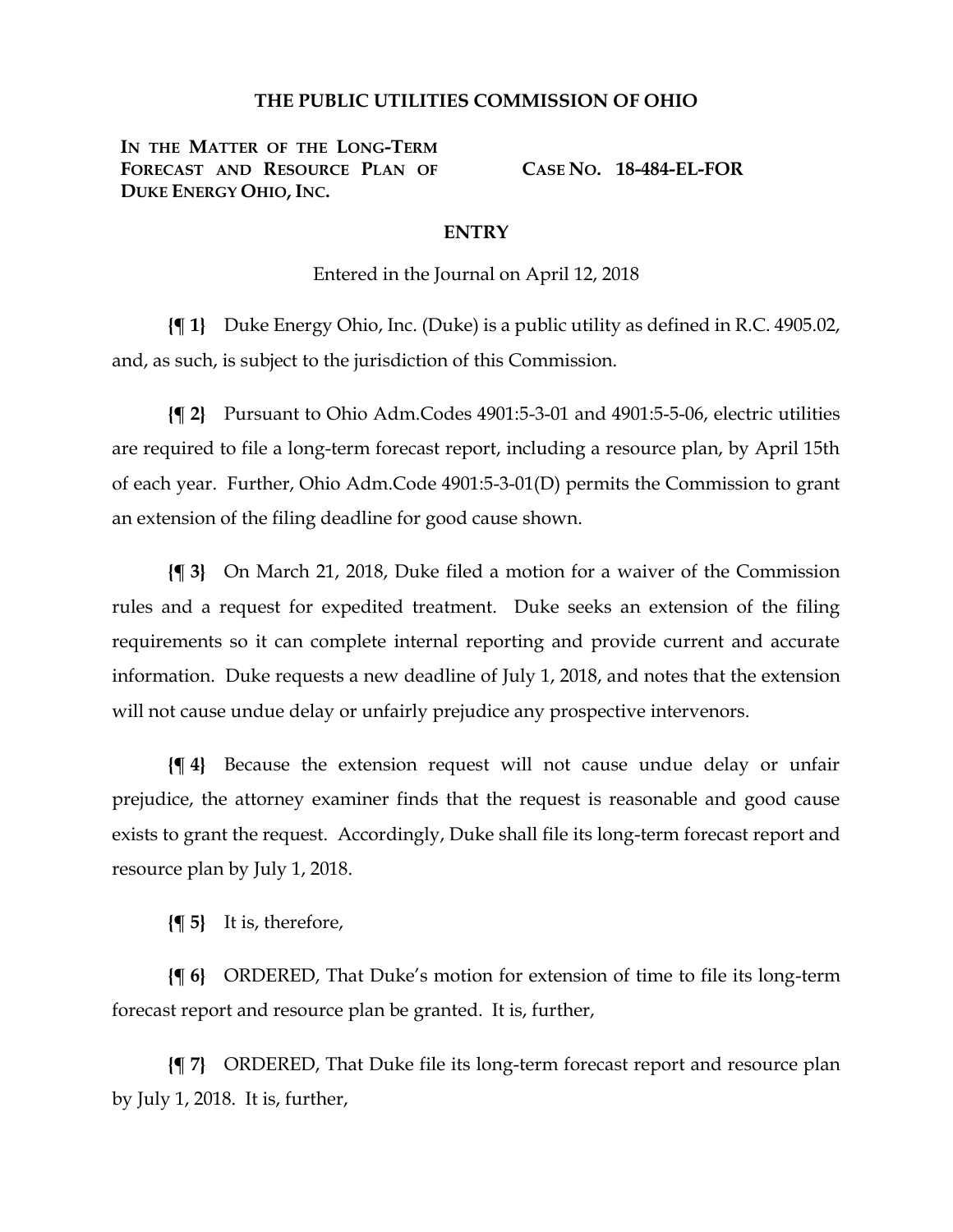## THE PUBLIC UTILITIES COMMISSION OF OHIO

**IN THE MATTER OF THE LONG-TERM FORECAST AND RESOURCE PLAN OF DUKE ENERGY OHIO, INC.**

**CASE NO. 18-484-EL-FOR**

### ENTRY

Entered in the Journal on April 12, 2018

**{¶ 1}** Duke Energy Ohio, Inc. (Duke) is a public utility as defined in R.C. 4905.02, and, as such, is subject to the jurisdiction of this Commission.

**{¶ 2}** Pursuant to Ohio Adm.Codes 4901:5-3-01 and 4901:5-5-06, electric utilities are required to file a long-term forecast report, including a resource plan, by April 15th of each year. Further, Ohio Adm.Code 4901:5-3-01(D) permits the Commission to grant an extension of the filing deadline for good cause shown.

**{¶ 3}** On March 21, 2018, Duke filed a motion for a waiver of the Commission rules and a request for expedited treatment. Duke seeks an extension of the filing requirements so it can complete internal reporting and provide current and accurate information. Duke requests a new deadline of July 1, 2018, and notes that the extension will not cause undue delay or unfairly prejudice any prospective intervenors.

**{¶ 4}** Because the extension request will not cause undue delay or unfair prejudice, the attorney examiner finds that the request is reasonable and good cause exists to grant the request. Accordingly, Duke shall file its long-term forecast report and resource plan by July 1, 2018.

**{¶ 5}** It is, therefore,

**{¶ 6}** ORDERED, That Duke's motion for extension of time to file its long-term forecast report and resource plan be granted. It is, further,

**{¶ 7}** ORDERED, That Duke file its long-term forecast report and resource plan by July 1, 2018. It is, further,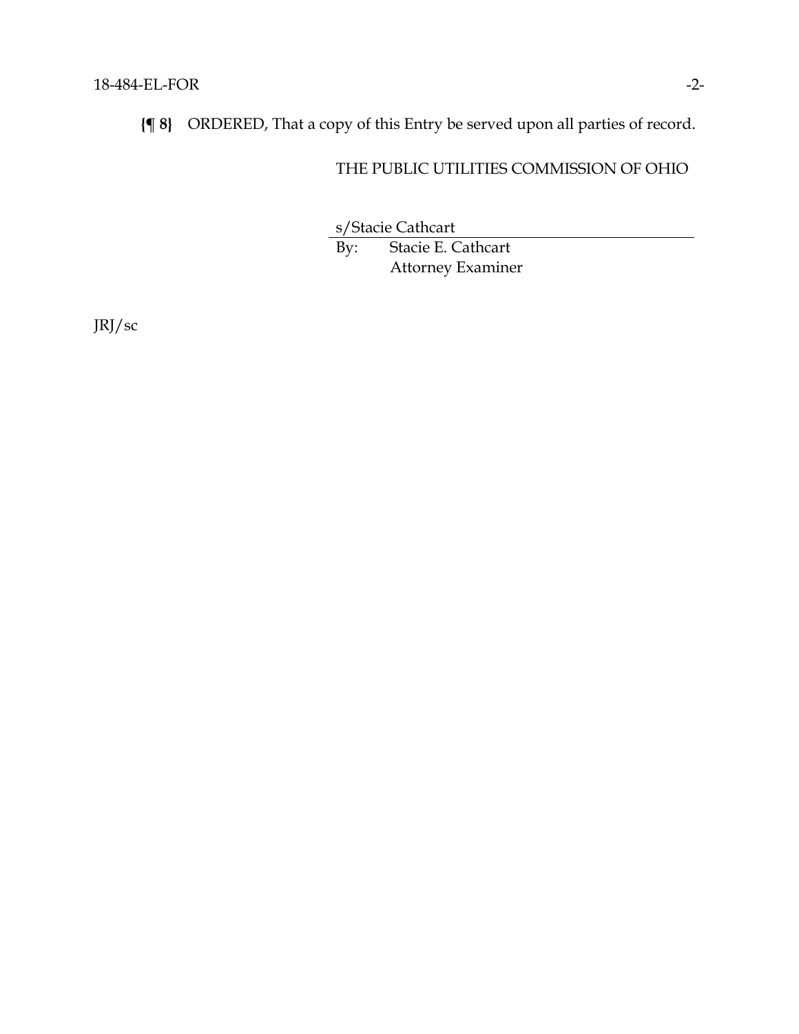**{¶ 8}** ORDERED, That a copy of this Entry be served upon all parties of record.

THE PUBLIC UTILITIES COMMISSION OF OHIO

s/Stacie Cathcart

By: Stacie E. Cathcart
Attorney Examiner

JRJ/sc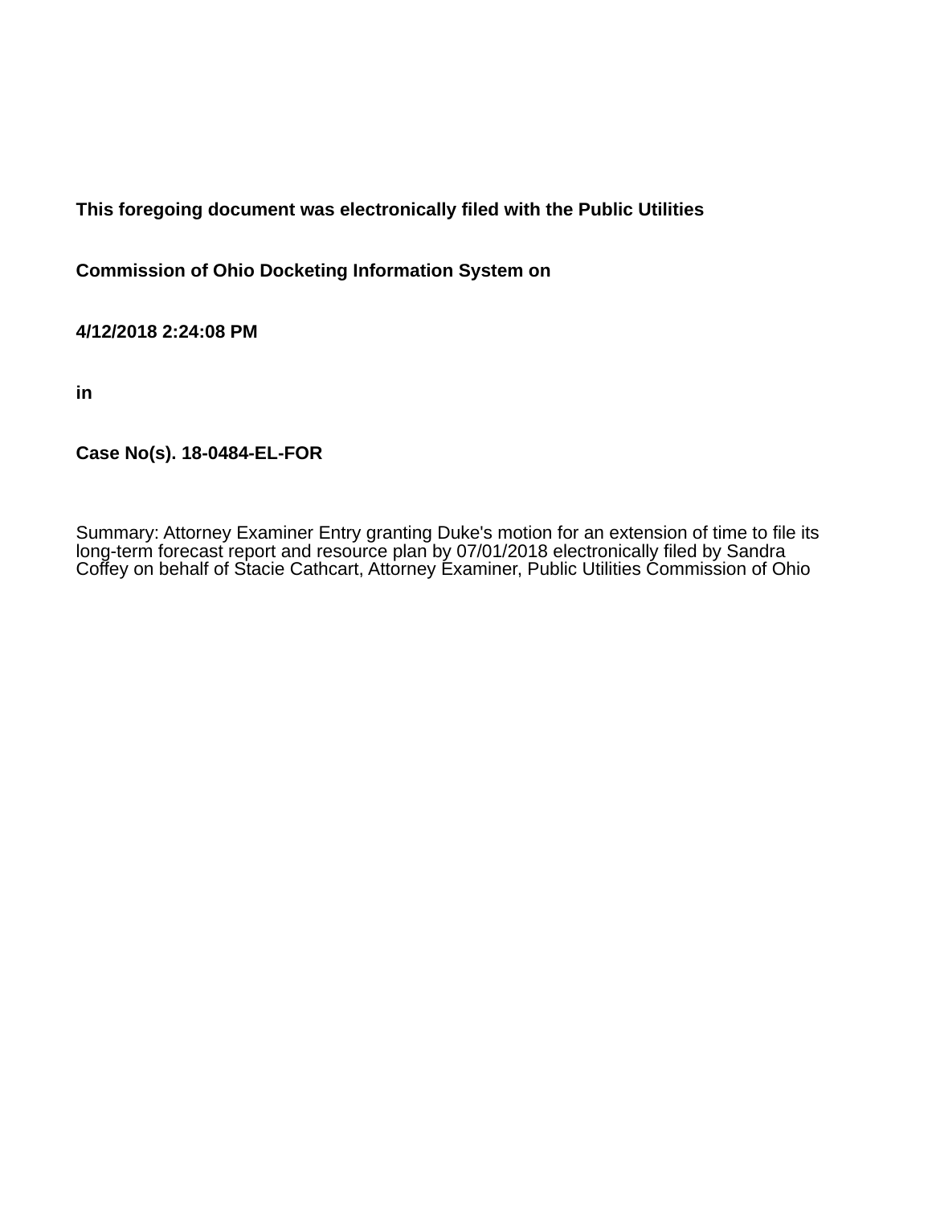**This foregoing document was electronically filed with the Public Utilities**

**Commission of Ohio Docketing Information System on**

**4/12/2018 2:24:08 PM**

**in**

**Case No(s). 18-0484-EL-FOR**

Summary: Attorney Examiner Entry granting Duke's motion for an extension of time to file its long-term forecast report and resource plan by 07/01/2018 electronically filed by Sandra Coffey on behalf of Stacie Cathcart, Attorney Examiner, Public Utilities Commission of Ohio